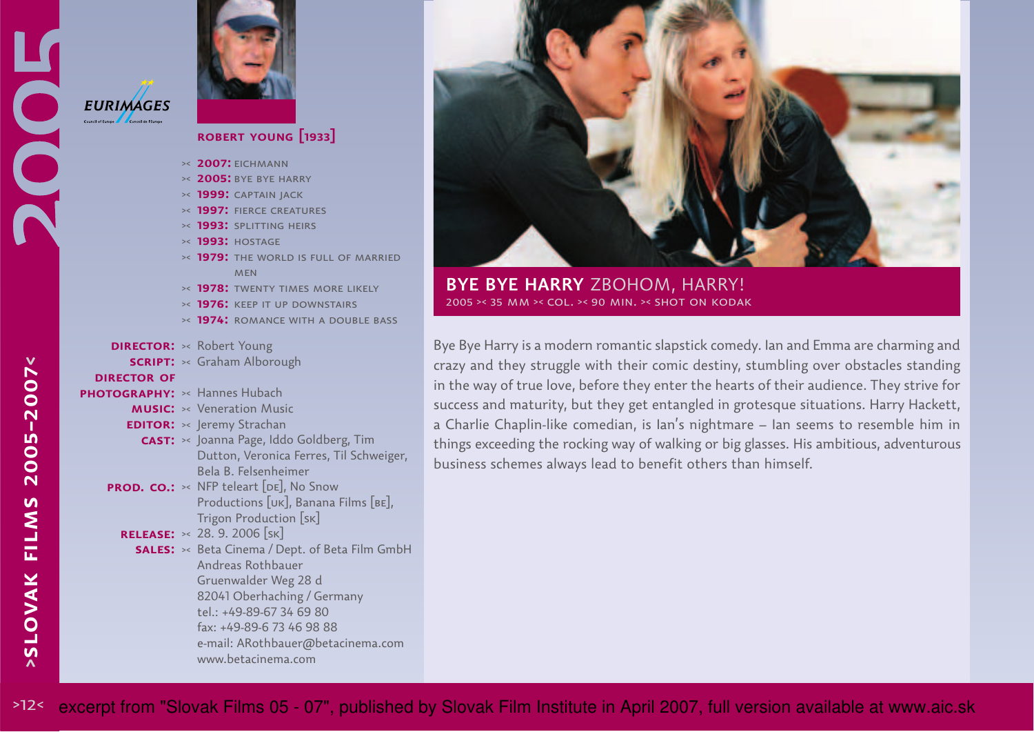EURIMAGES

## ROBERT YOUNG [1933]

- **2007:** EICHMANN
- **2005:** BYE BYE HARRY
- **1999:** CAPTAIN JACK
- **1997:** FIERCE CREATURES
- **1993:** SPLITTING HEIRS
- **1993:** HOSTAGE
- **1979:** THE WORLD IS FULL OF MARRIED MEN
- **1978:** TWENTY TIMES MORE LIKELY
- **1976:** KEEP IT UP DOWNSTAIRS
- **1974:** ROMANCE WITH A DOUBLE BASS

**DIRECTOR:** Robert Young
**SCRIPT:** Graham Alborough
**DIRECTOR OF PHOTOGRAPHY:** Hannes Hubach
**MUSIC:** Veneration Music
**EDITOR:** Jeremy Strachan
**CAST:** Joanna Page, Iddo Goldberg, Tim Dutton, Veronica Ferres, Til Schweiger, Bela B. Felsenheimer
**PROD. CO.:** NFP teleart [DE], No Snow Productions [UK], Banana Films [BE], Trigon Production [SK]
**RELEASE:** 28. 9. 2006 [SK]
**SALES:** Beta Cinema / Dept. of Beta Film GmbH
Andreas Rothbauer
Gruenwalder Weg 28 d
82041 Oberhaching / Germany
tel.: +49-89-67 34 69 80
fax: +49-89-6 73 46 98 88
e-mail: ARothbauer@betacinema.com
www.betacinema.com

# BYE BYE HARRY ZBOHOM, HARRY!

2005 >< 35 MM >< COL. >< 90 MIN. >< SHOT ON KODAK

Bye Bye Harry is a modern romantic slapstick comedy. Ian and Emma are charming and crazy and they struggle with their comic destiny, stumbling over obstacles standing in the way of true love, before they enter the hearts of their audience. They strive for success and maturity, but they get entangled in grotesque situations. Harry Hackett, a Charlie Chaplin-like comedian, is Ian's nightmare – Ian seems to resemble him in things exceeding the rocking way of walking or big glasses. His ambitious, adventurous business schemes always lead to benefit others than himself.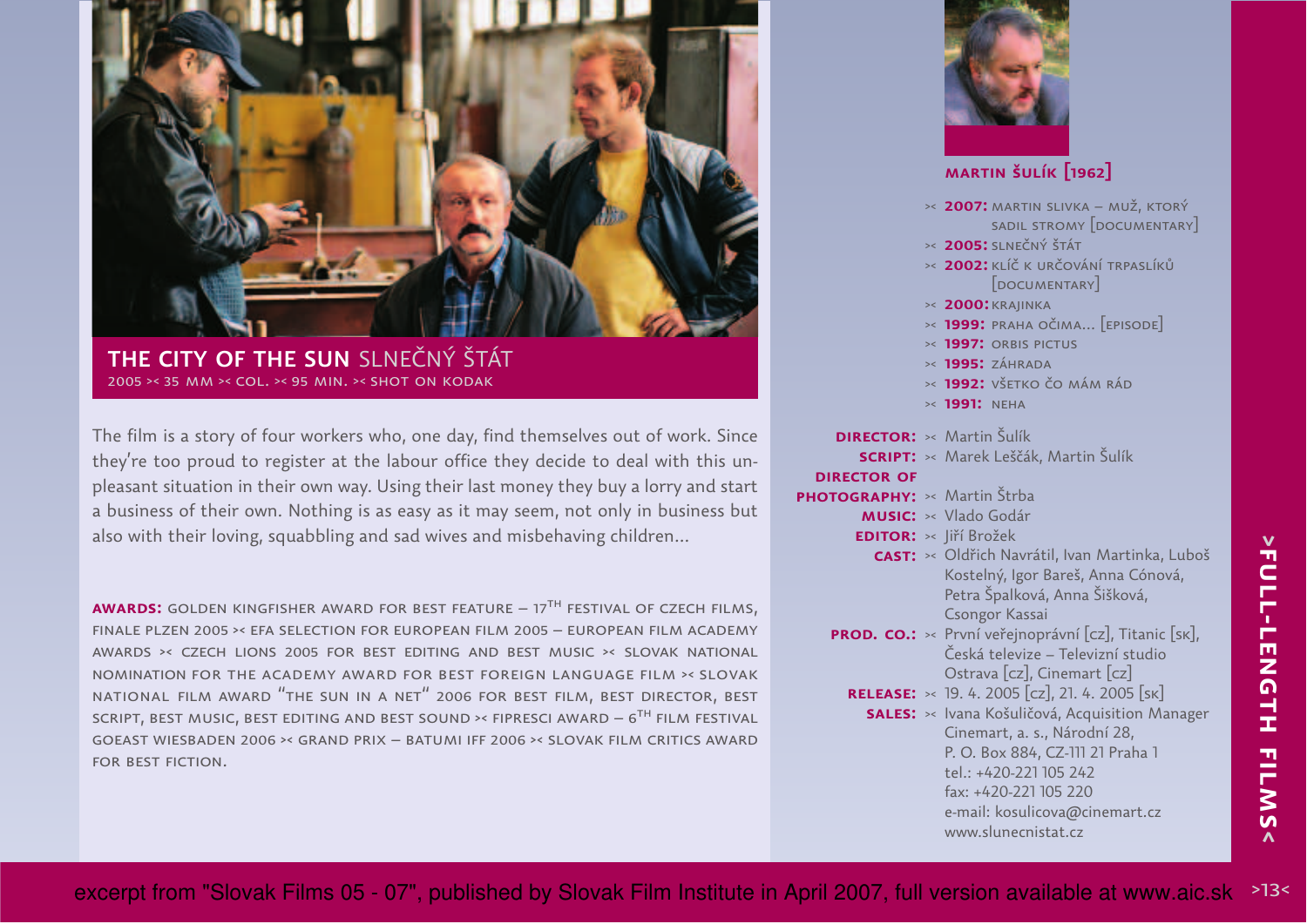## THE CITY OF THE SUN SLNEČNÝ ŠTÁT

2005 >< 35 MM >< COL. >< 95 MIN. >< SHOT ON KODAK

The film is a story of four workers who, one day, find themselves out of work. Since they're too proud to register at the labour office they decide to deal with this unpleasant situation in their own way. Using their last money they buy a lorry and start a business of their own. Nothing is as easy as it may seem, not only in business but also with their loving, squabbling and sad wives and misbehaving children...

**AWARDS:** GOLDEN KINGFISHER AWARD FOR BEST FEATURE – 17TH FESTIVAL OF CZECH FILMS, FINALE PLZEN 2005 >< EFA SELECTION FOR EUROPEAN FILM 2005 – EUROPEAN FILM ACADEMY AWARDS >< CZECH LIONS 2005 FOR BEST EDITING AND BEST MUSIC >< SLOVAK NATIONAL NOMINATION FOR THE ACADEMY AWARD FOR BEST FOREIGN LANGUAGE FILM >< SLOVAK NATIONAL FILM AWARD "THE SUN IN A NET" 2006 FOR BEST FILM, BEST DIRECTOR, BEST SCRIPT, BEST MUSIC, BEST EDITING AND BEST SOUND >< FIPRESCI AWARD – 6TH FILM FESTIVAL GOEAST WIESBADEN 2006 >< GRAND PRIX – BATUMI IFF 2006 >< SLOVAK FILM CRITICS AWARD FOR BEST FICTION.

### MARTIN ŠULÍK [1962]

- **2007:** MARTIN SLIVKA – MUŽ, KTORÝ SADIL STROMY [DOCUMENTARY]
- **2005:** SLNEČNÝ ŠTÁT
- **2002:** KLÍČ K URČOVÁNÍ TRPASLÍKŮ [DOCUMENTARY]
- **2000:** KRAJINKA
- **1999:** PRAHA OČIMA... [EPISODE]
- **1997:** ORBIS PICTUS
- **1995:** ZÁHRADA
- **1992:** VŠETKO ČO MÁM RÁD
- **1991:** NEHA

**DIRECTOR:** Martin Šulík
**SCRIPT:** Marek Leščák, Martin Šulík
**DIRECTOR OF PHOTOGRAPHY:** Martin Štrba
**MUSIC:** Vlado Godár
**EDITOR:** Jiří Brožek
**CAST:** Oldřich Navrátil, Ivan Martinka, Luboš Kostelný, Igor Bareš, Anna Cónová, Petra Špalková, Anna Šišková, Csongor Kassai
**PROD. CO.:** První veřejnoprávní [CZ], Titanic [SK], Česká televize – Televizní studio Ostrava [CZ], Cinemart [CZ]
**RELEASE:** 19. 4. 2005 [CZ], 21. 4. 2005 [SK]
**SALES:** Ivana Košuličová, Acquisition Manager
Cinemart, a. s., Národní 28,
P. O. Box 884, CZ-111 21 Praha 1
tel.: +420-221 105 242
fax: +420-221 105 220
e-mail: kosulicova@cinemart.cz
www.slunecnistat.cz

excerpt from "Slovak Films 05 - 07", published by Slovak Film Institute in April 2007, full version available at www.aic.sk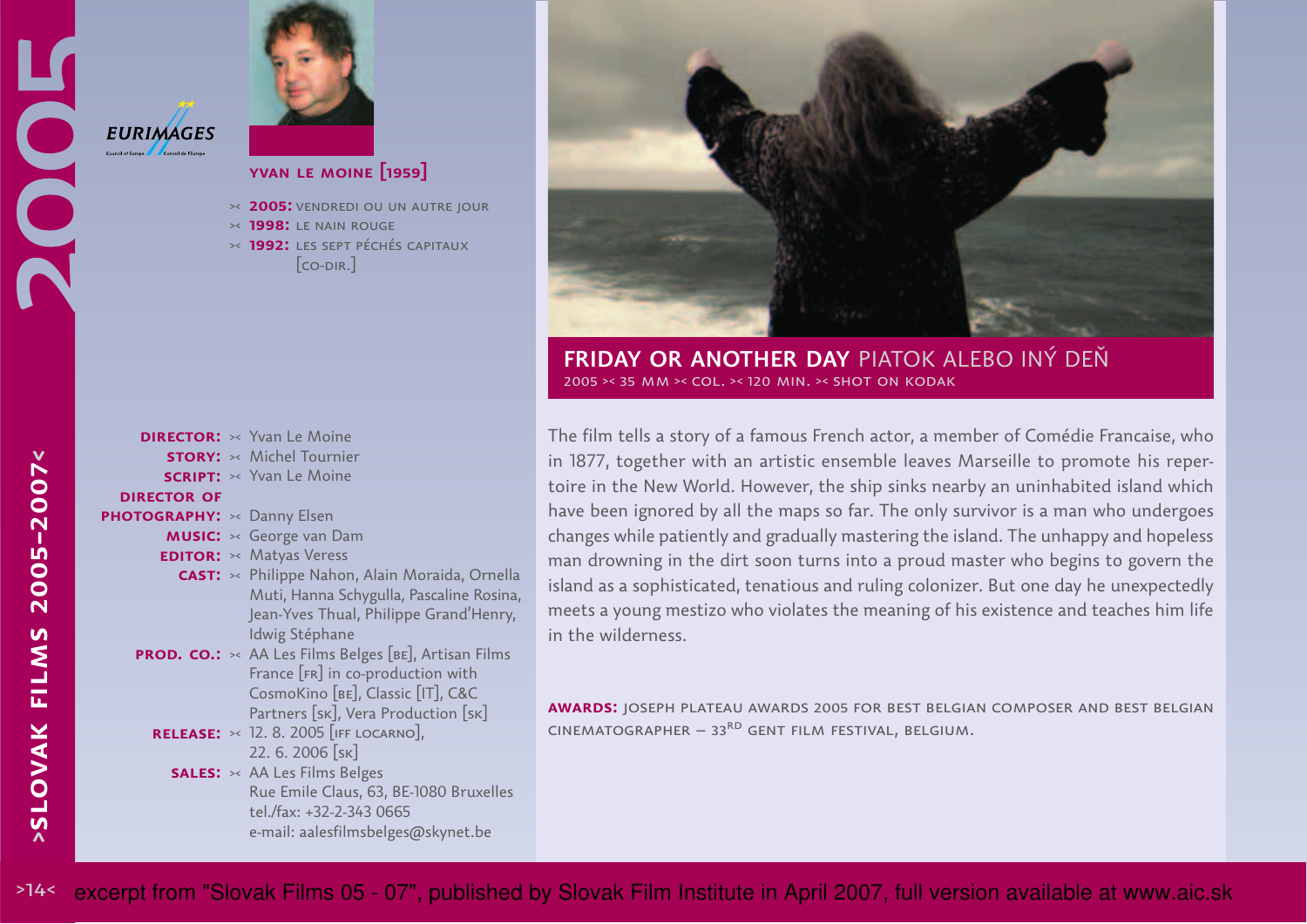## FRIDAY OR ANOTHER DAY PIATOK ALEBO INÝ DEŇ

2005 >< 35 MM >< COL. >< 120 MIN. >< SHOT ON KODAK

### YVAN LE MOINE [1959]

- >< **2005:** VENDREDI OU UN AUTRE JOUR
- >< **1998:** LE NAIN ROUGE
- >< **1992:** LES SEPT PÉCHÉS CAPITAUX [CO-DIR.]

**DIRECTOR:** >< Yvan Le Moine
**STORY:** >< Michel Tournier
**SCRIPT:** >< Yvan Le Moine
**DIRECTOR OF PHOTOGRAPHY:** >< Danny Elsen
**MUSIC:** >< George van Dam
**EDITOR:** >< Matyas Veress
**CAST:** >< Philippe Nahon, Alain Moraida, Ornella Muti, Hanna Schygulla, Pascaline Rosina, Jean-Yves Thual, Philippe Grand'Henry, Idwig Stéphane
**PROD. CO.:** >< AA Les Films Belges [BE], Artisan Films France [FR] in co-production with CosmoKino [BE], Classic [IT], C&C Partners [SK], Vera Production [SK]
**RELEASE:** >< 12. 8. 2005 [IFF LOCARNO], 22. 6. 2006 [SK]
**SALES:** >< AA Les Films Belges
Rue Emile Claus, 63, BE-1080 Bruxelles
tel./fax: +32-2-343 0665
e-mail: aalesfilmsbelges@skynet.be

The film tells a story of a famous French actor, a member of Comédie Francaise, who in 1877, together with an artistic ensemble leaves Marseille to promote his repertoire in the New World. However, the ship sinks nearby an uninhabited island which have been ignored by all the maps so far. The only survivor is a man who undergoes changes while patiently and gradually mastering the island. The unhappy and hopeless man drowning in the dirt soon turns into a proud master who begins to govern the island as a sophisticated, tenatious and ruling colonizer. But one day he unexpectedly meets a young mestizo who violates the meaning of his existence and teaches him life in the wilderness.

**AWARDS:** JOSEPH PLATEAU AWARDS 2005 FOR BEST BELGIAN COMPOSER AND BEST BELGIAN CINEMATOGRAPHER – 33RD GENT FILM FESTIVAL, BELGIUM.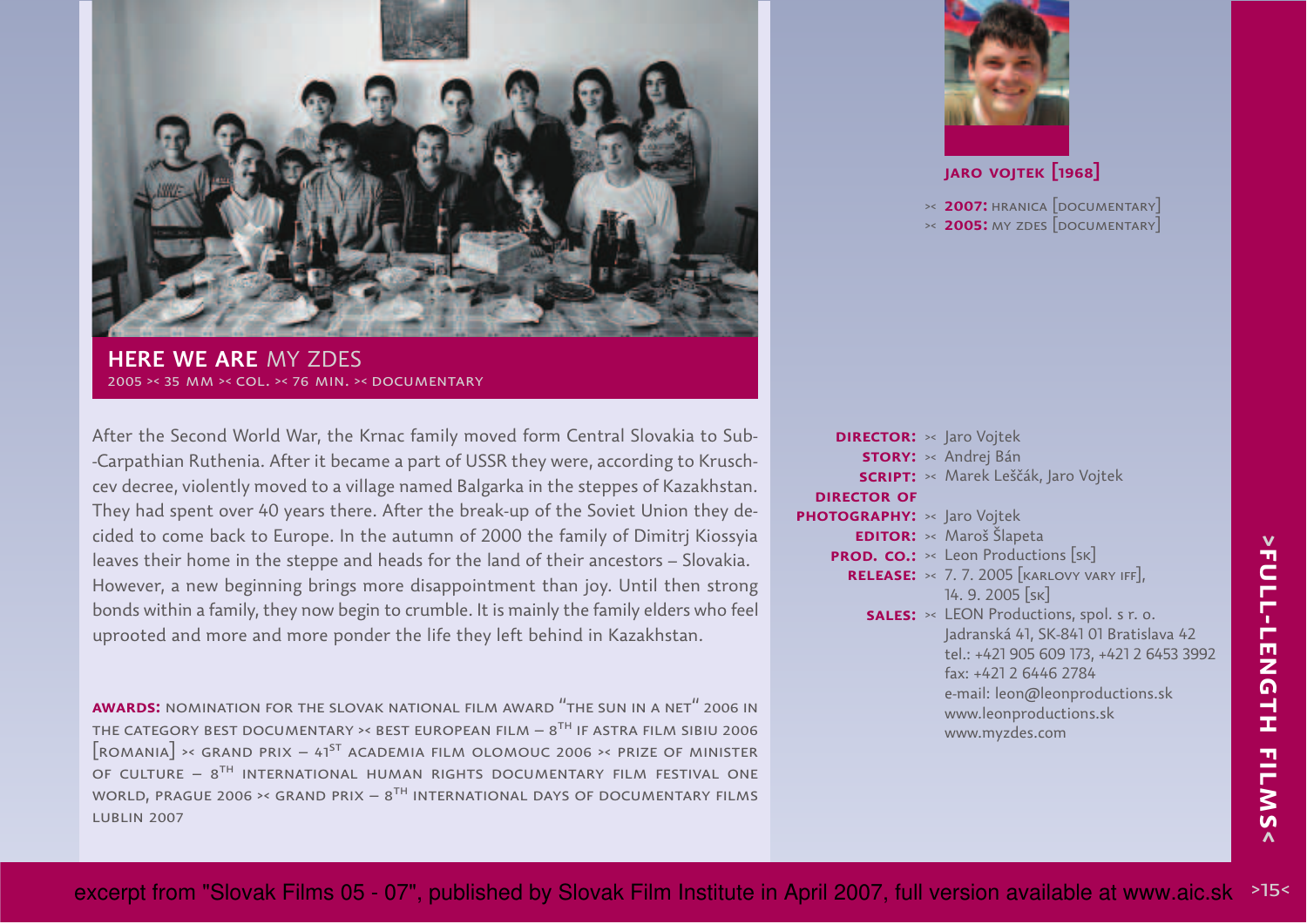## HERE WE ARE MY ZDES

2005 >< 35 MM >< COL. >< 76 MIN. >< DOCUMENTARY

After the Second World War, the Krnac family moved form Central Slovakia to Sub--Carpathian Ruthenia. After it became a part of USSR they were, according to Kruschcev decree, violently moved to a village named Balgarka in the steppes of Kazakhstan. They had spent over 40 years there. After the break-up of the Soviet Union they decided to come back to Europe. In the autumn of 2000 the family of Dimitrj Kiossyia leaves their home in the steppe and heads for the land of their ancestors – Slovakia. However, a new beginning brings more disappointment than joy. Until then strong bonds within a family, they now begin to crumble. It is mainly the family elders who feel uprooted and more and more ponder the life they left behind in Kazakhstan.

**AWARDS:** NOMINATION FOR THE SLOVAK NATIONAL FILM AWARD "THE SUN IN A NET" 2006 IN THE CATEGORY BEST DOCUMENTARY >< BEST EUROPEAN FILM – 8TH IF ASTRA FILM SIBIU 2006 [ROMANIA] >< GRAND PRIX – 41ST ACADEMIA FILM OLOMOUC 2006 >< PRIZE OF MINISTER OF CULTURE – 8TH INTERNATIONAL HUMAN RIGHTS DOCUMENTARY FILM FESTIVAL ONE WORLD, PRAGUE 2006 >< GRAND PRIX – 8TH INTERNATIONAL DAYS OF DOCUMENTARY FILMS LUBLIN 2007

### JARO VOJTEK [1968]

>< **2007:** HRANICA [DOCUMENTARY]
>< **2005:** MY ZDES [DOCUMENTARY]

**DIRECTOR:** >< Jaro Vojtek
**STORY:** >< Andrej Bán
**SCRIPT:** >< Marek Leščák, Jaro Vojtek
**DIRECTOR OF PHOTOGRAPHY:** >< Jaro Vojtek
**EDITOR:** >< Maroš Šlapeta
**PROD. CO.:** >< Leon Productions [SK]
**RELEASE:** >< 7. 7. 2005 [KARLOVY VARY IFF], 14. 9. 2005 [SK]
**SALES:** >< LEON Productions, spol. s r. o.
Jadranská 41, SK-841 01 Bratislava 42
tel.: +421 905 609 173, +421 2 6453 3992
fax: +421 2 6446 2784
e-mail: leon@leonproductions.sk
www.leonproductions.sk
www.myzdes.com

>FULL-LENGTH FILMS<

excerpt from "Slovak Films 05 - 07", published by Slovak Film Institute in April 2007, full version available at www.aic.sk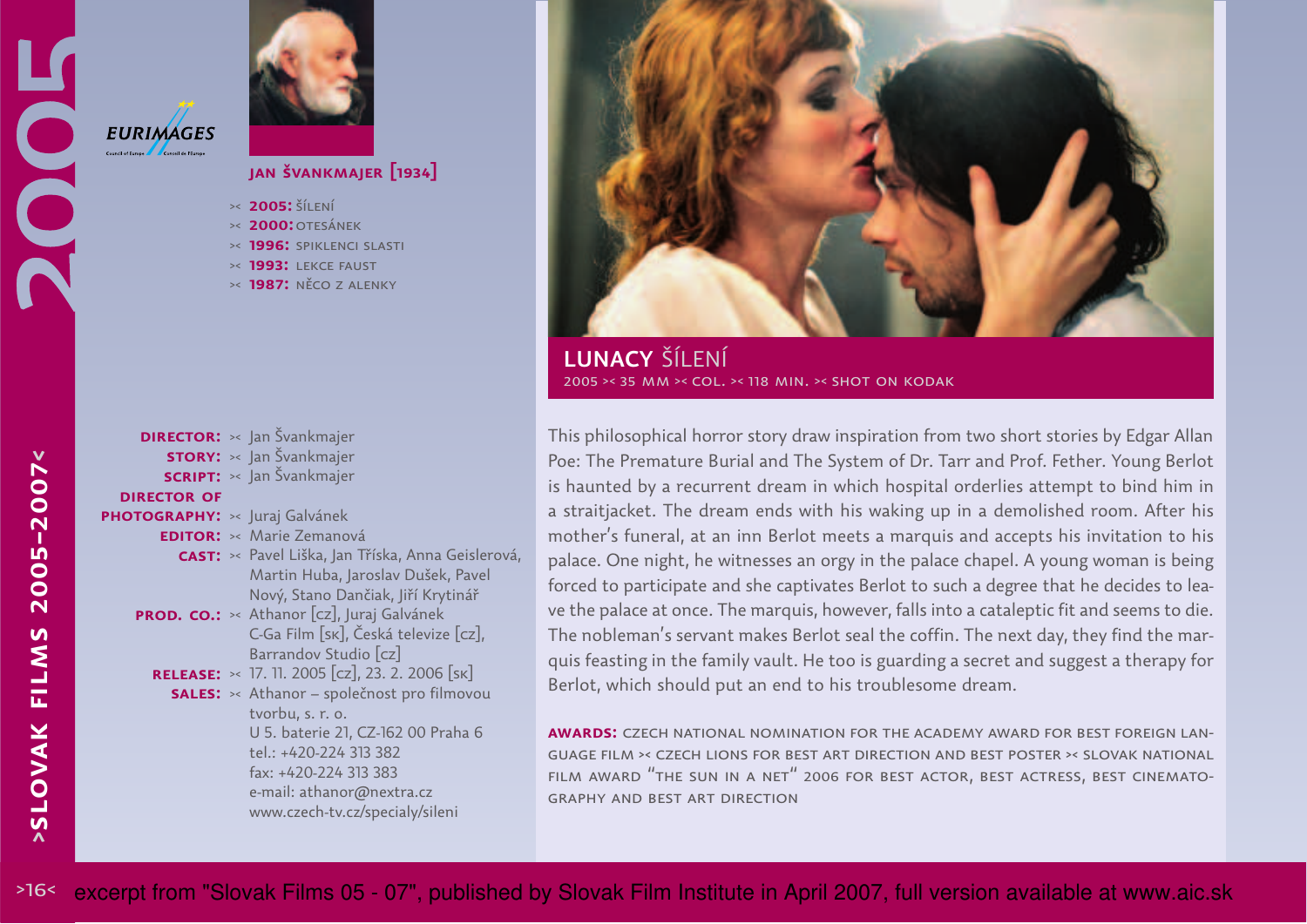# LUNACY ŠÍLENÍ

2005 >< 35 MM >< COL. >< 118 MIN. >< SHOT ON KODAK

## JAN ŠVANKMAJER [1934]

- >< **2005:** ŠÍLENÍ
- >< **2000:** OTESÁNEK
- >< **1996:** SPIKLENCI SLASTI
- >< **1993:** LEKCE FAUST
- >< **1987:** NĚCO Z ALENKY

**DIRECTOR:** >< Jan Švankmajer
**STORY:** >< Jan Švankmajer
**SCRIPT:** >< Jan Švankmajer
**DIRECTOR OF PHOTOGRAPHY:** >< Juraj Galvánek
**EDITOR:** >< Marie Zemanová
**CAST:** >< Pavel Liška, Jan Tříska, Anna Geislerová, Martin Huba, Jaroslav Dušek, Pavel Nový, Stano Dančiak, Jiří Krytinář
**PROD. CO.:** >< Athanor [cz], Juraj Galvánek C-Ga Film [sk], Česká televize [cz], Barrandov Studio [cz]
**RELEASE:** >< 17. 11. 2005 [cz], 23. 2. 2006 [sk]
**SALES:** >< Athanor – společnost pro filmovou tvorbu, s. r. o.
U 5. baterie 21, CZ-162 00 Praha 6
tel.: +420-224 313 382
fax: +420-224 313 383
e-mail: athanor@nextra.cz
www.czech-tv.cz/specialy/sileni

This philosophical horror story draw inspiration from two short stories by Edgar Allan Poe: The Premature Burial and The System of Dr. Tarr and Prof. Fether. Young Berlot is haunted by a recurrent dream in which hospital orderlies attempt to bind him in a straitjacket. The dream ends with his waking up in a demolished room. After his mother's funeral, at an inn Berlot meets a marquis and accepts his invitation to his palace. One night, he witnesses an orgy in the palace chapel. A young woman is being forced to participate and she captivates Berlot to such a degree that he decides to leave the palace at once. The marquis, however, falls into a cataleptic fit and seems to die. The nobleman's servant makes Berlot seal the coffin. The next day, they find the marquis feasting in the family vault. He too is guarding a secret and suggest a therapy for Berlot, which should put an end to his troublesome dream.

**AWARDS:** CZECH NATIONAL NOMINATION FOR THE ACADEMY AWARD FOR BEST FOREIGN LANGUAGE FILM >< CZECH LIONS FOR BEST ART DIRECTION AND BEST POSTER >< SLOVAK NATIONAL FILM AWARD "THE SUN IN A NET" 2006 FOR BEST ACTOR, BEST ACTRESS, BEST CINEMATOGRAPHY AND BEST ART DIRECTION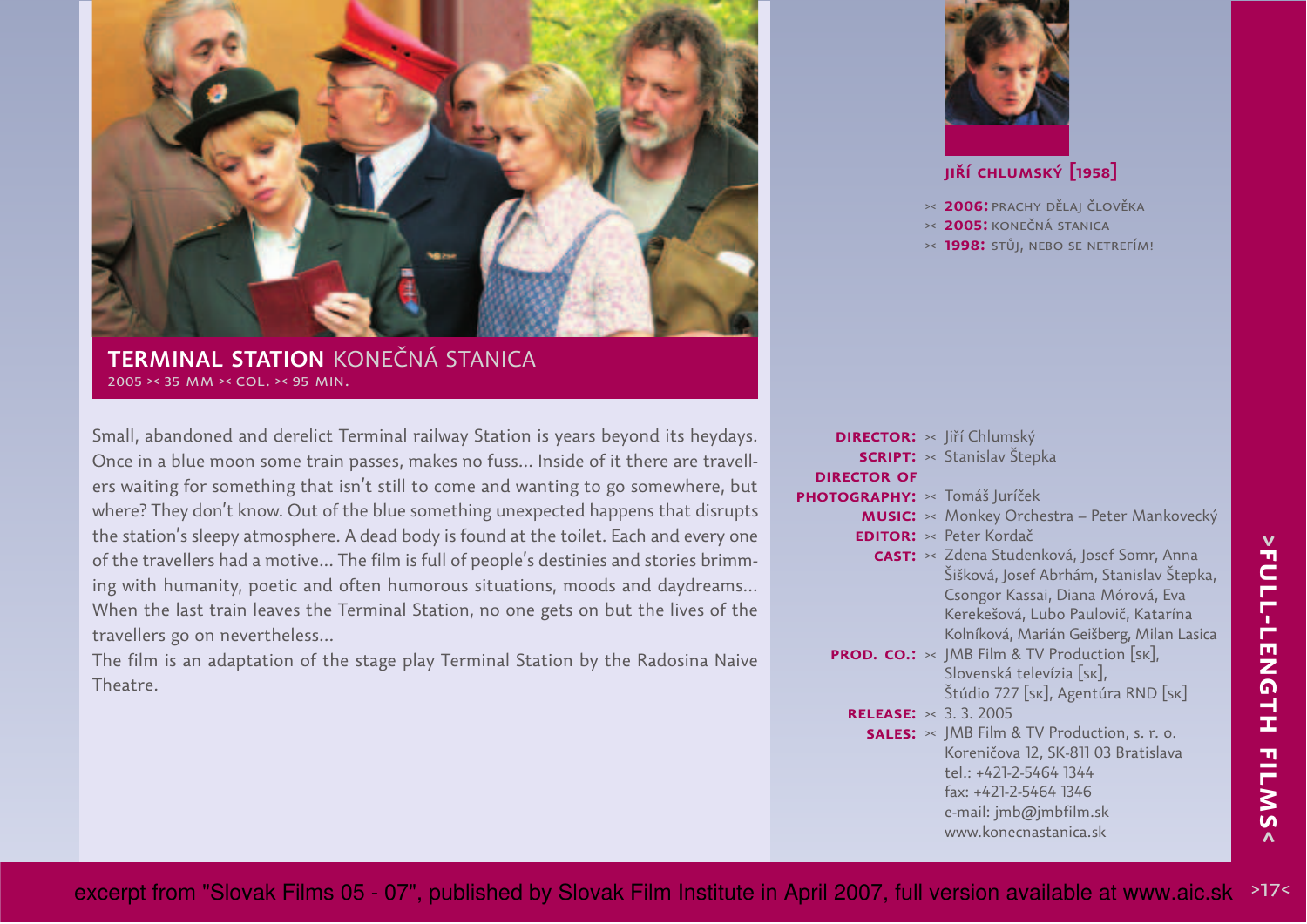## TERMINAL STATION KONEČNÁ STANICA

2005 >< 35 MM >< COL. >< 95 MIN.

Small, abandoned and derelict Terminal railway Station is years beyond its heydays. Once in a blue moon some train passes, makes no fuss... Inside of it there are travellers waiting for something that isn't still to come and wanting to go somewhere, but where? They don't know. Out of the blue something unexpected happens that disrupts the station's sleepy atmosphere. A dead body is found at the toilet. Each and every one of the travellers had a motive... The film is full of people's destinies and stories brimming with humanity, poetic and often humorous situations, moods and daydreams... When the last train leaves the Terminal Station, no one gets on but the lives of the travellers go on nevertheless...
The film is an adaptation of the stage play Terminal Station by the Radosina Naive Theatre.

### JIŘÍ CHLUMSKÝ [1958]

- >< **2006:** PRACHY DĚLAJ ČLOVĚKA
- >< **2005:** KONEČNÁ STANICA
- >< **1998:** STŮJ, NEBO SE NETREFÍM!

**DIRECTOR:** >< Jiří Chlumský
**SCRIPT:** >< Stanislav Štepka
**DIRECTOR OF PHOTOGRAPHY:** >< Tomáš Juríček
**MUSIC:** >< Monkey Orchestra – Peter Mankovecký
**EDITOR:** >< Peter Kordač
**CAST:** >< Zdena Studenková, Josef Somr, Anna Šišková, Josef Abrhám, Stanislav Štepka, Csongor Kassai, Diana Mórová, Eva Kerekešová, Lubo Paulovič, Katarína Kolníková, Marián Geišberg, Milan Lasica
**PROD. CO.:** >< JMB Film & TV Production [SK], Slovenská televízia [SK], Štúdio 727 [SK], Agentúra RND [SK]
**RELEASE:** >< 3. 3. 2005
**SALES:** >< JMB Film & TV Production, s. r. o.
Koreničova 12, SK-811 03 Bratislava
tel.: +421-2-5464 1344
fax: +421-2-5464 1346
e-mail: jmb@jmbfilm.sk
www.konecnastanica.sk

>FULL-LENGTH FILMS<

excerpt from "Slovak Films 05 - 07", published by Slovak Film Institute in April 2007, full version available at www.aic.sk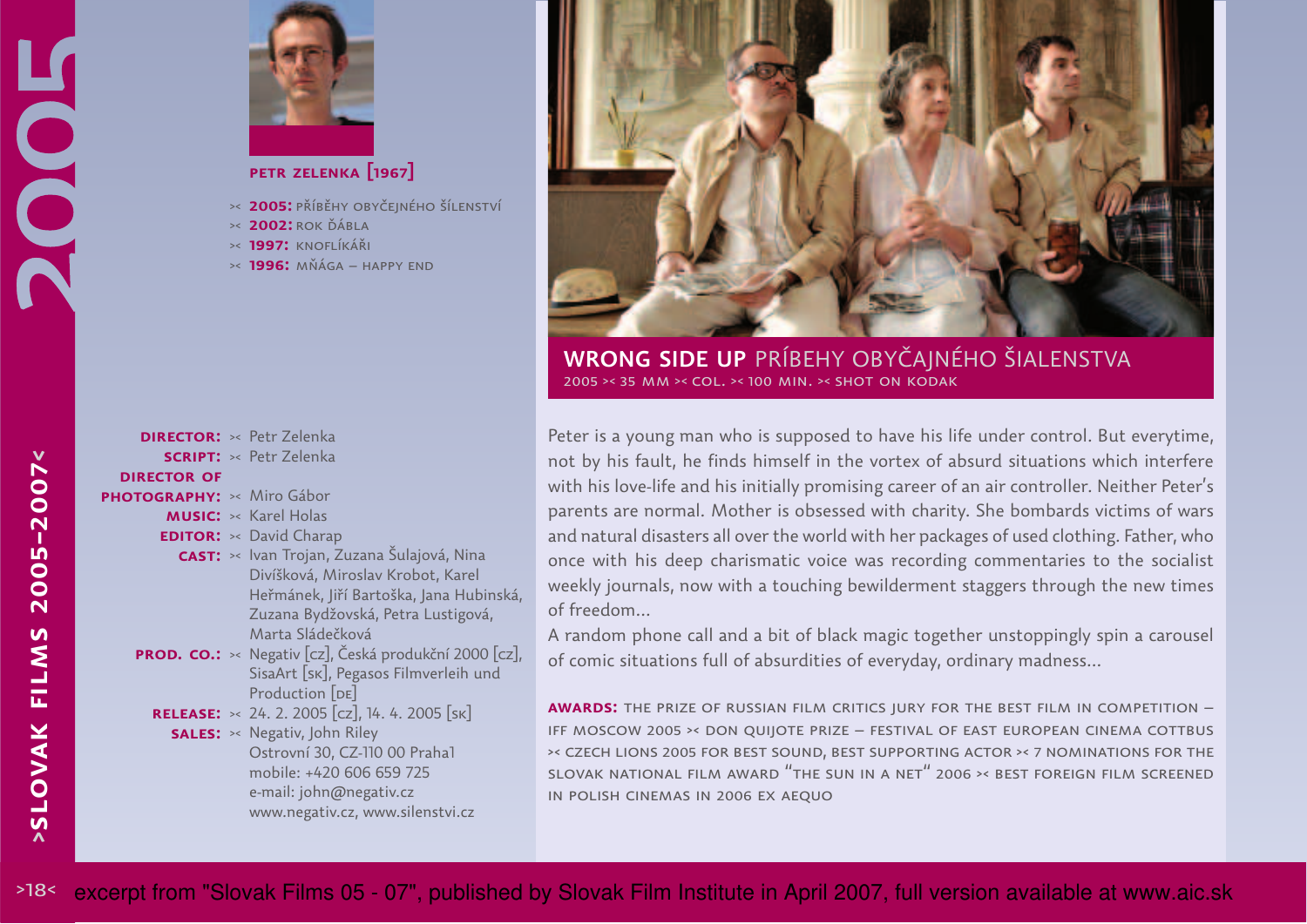**PETR ZELENKA [1967]**

- >< **2005:** PŘÍBĚHY OBYČEJNÉHO ŠÍLENSTVÍ
- >< **2002:** ROK ĎÁBLA
- >< **1997:** KNOFLÍKÁŘI
- >< **1996:** MŇÁGA – HAPPY END

**DIRECTOR:** >< Petr Zelenka
**SCRIPT:** >< Petr Zelenka
**DIRECTOR OF PHOTOGRAPHY:** >< Miro Gábor
**MUSIC:** >< Karel Holas
**EDITOR:** >< David Charap
**CAST:** >< Ivan Trojan, Zuzana Šulajová, Nina Divíšková, Miroslav Krobot, Karel Heřmánek, Jiří Bartoška, Jana Hubinská, Zuzana Bydžovská, Petra Lustigová, Marta Sládečková
**PROD. CO.:** >< Negativ [CZ], Česká produkční 2000 [CZ], SisaArt [SK], Pegasos Filmverleih und Production [DE]
**RELEASE:** >< 24. 2. 2005 [CZ], 14. 4. 2005 [SK]
**SALES:** >< Negativ, John Riley
Ostrovní 30, CZ-110 00 Praha 1
mobile: +420 606 659 725
e-mail: john@negativ.cz
www.negativ.cz, www.silenstvi.cz

## WRONG SIDE UP PRÍBEHY OBYČAJNÉHO ŠIALENSTVA

2005 >< 35 MM >< COL. >< 100 MIN. >< SHOT ON KODAK

Peter is a young man who is supposed to have his life under control. But everytime, not by his fault, he finds himself in the vortex of absurd situations which interfere with his love-life and his initially promising career of an air controller. Neither Peter's parents are normal. Mother is obsessed with charity. She bombards victims of wars and natural disasters all over the world with her packages of used clothing. Father, who once with his deep charismatic voice was recording commentaries to the socialist weekly journals, now with a touching bewilderment staggers through the new times of freedom...
A random phone call and a bit of black magic together unstoppingly spin a carousel of comic situations full of absurdities of everyday, ordinary madness...

**AWARDS:** THE PRIZE OF RUSSIAN FILM CRITICS JURY FOR THE BEST FILM IN COMPETITION – IFF MOSCOW 2005 >< DON QUIJOTE PRIZE – FESTIVAL OF EAST EUROPEAN CINEMA COTTBUS >< CZECH LIONS 2005 FOR BEST SOUND, BEST SUPPORTING ACTOR >< 7 NOMINATIONS FOR THE SLOVAK NATIONAL FILM AWARD "THE SUN IN A NET" 2006 >< BEST FOREIGN FILM SCREENED IN POLISH CINEMAS IN 2006 EX AEQUO